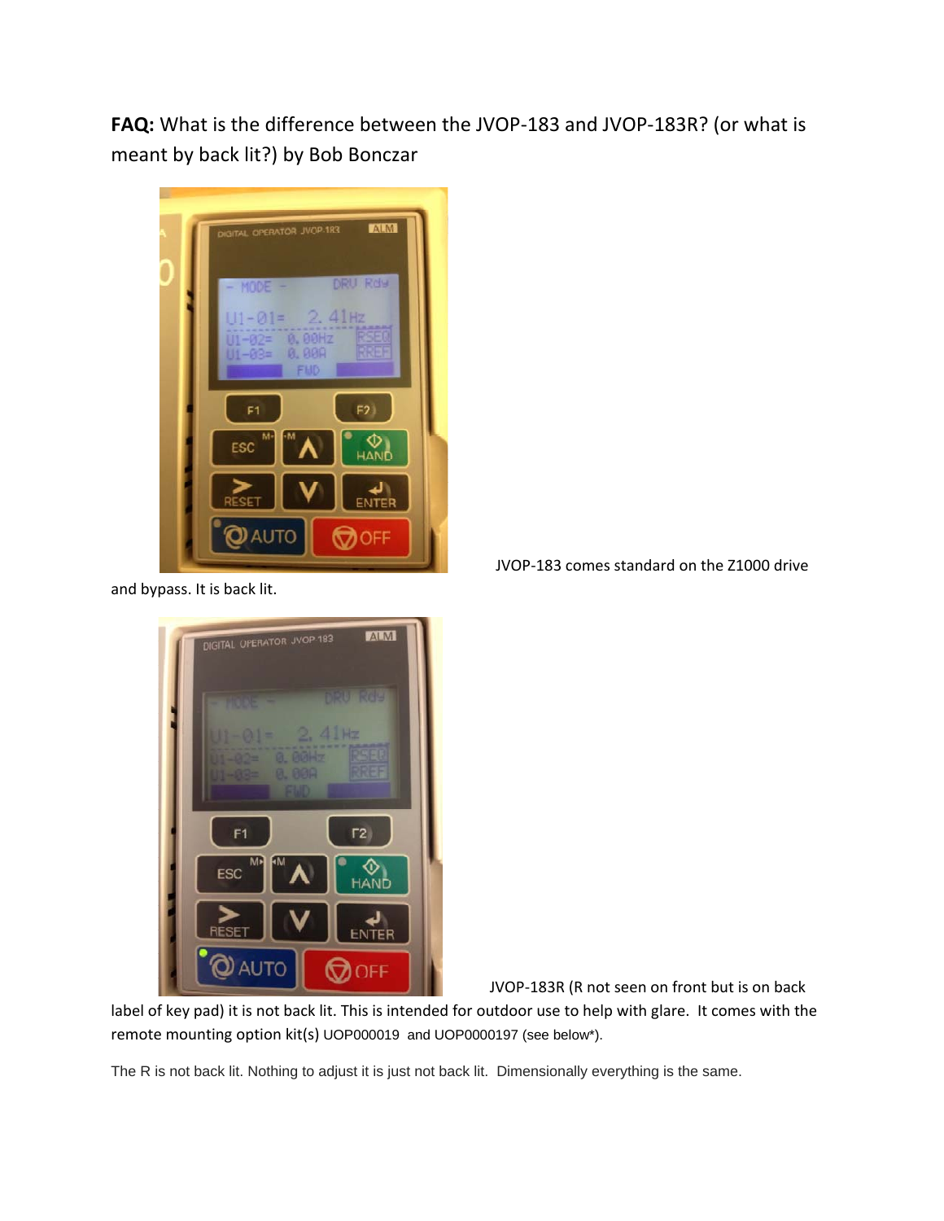**FAQ:** What is the difference between the JVOP-183 and JVOP-183R? (or what is meant by back lit?) by Bob Bonczar

JVOP-183 comes standard on the Z1000 drive and bypass. It is back lit.

JVOP-183R (R not seen on front but is on back label of key pad) it is not back lit. This is intended for outdoor use to help with glare. It comes with the remote mounting option kit(s) UOP000019 and UOP0000197 (see below*).

The R is not back lit. Nothing to adjust it is just not back lit. Dimensionally everything is the same.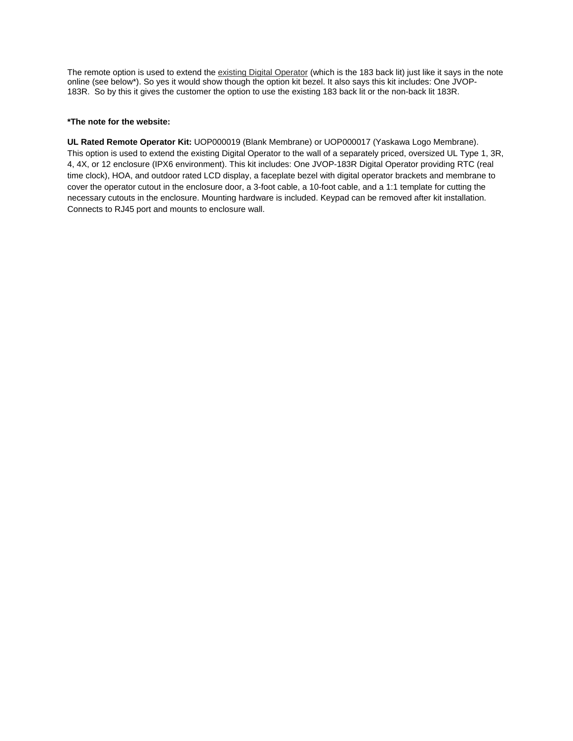The remote option is used to extend the existing Digital Operator (which is the 183 back lit) just like it says in the note online (see below*). So yes it would show though the option kit bezel. It also says this kit includes: One JVOP-183R. So by this it gives the customer the option to use the existing 183 back lit or the non-back lit 183R.

**\*The note for the website:**

**UL Rated Remote Operator Kit:** UOP000019 (Blank Membrane) or UOP000017 (Yaskawa Logo Membrane). This option is used to extend the existing Digital Operator to the wall of a separately priced, oversized UL Type 1, 3R, 4, 4X, or 12 enclosure (IPX6 environment). This kit includes: One JVOP-183R Digital Operator providing RTC (real time clock), HOA, and outdoor rated LCD display, a faceplate bezel with digital operator brackets and membrane to cover the operator cutout in the enclosure door, a 3-foot cable, a 10-foot cable, and a 1:1 template for cutting the necessary cutouts in the enclosure. Mounting hardware is included. Keypad can be removed after kit installation. Connects to RJ45 port and mounts to enclosure wall.